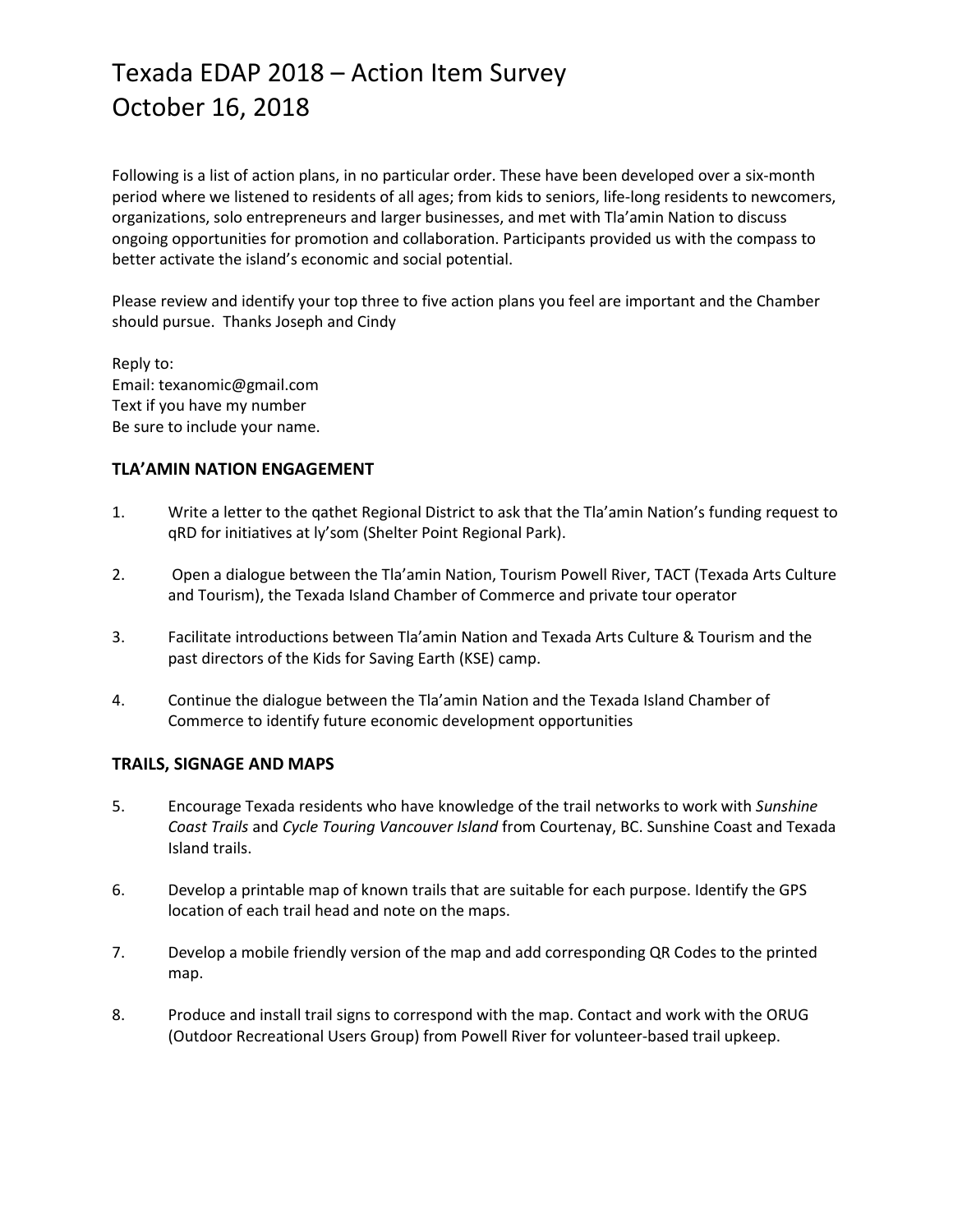# Texada EDAP 2018 – Action Item Survey
# October 16, 2018

Following is a list of action plans, in no particular order. These have been developed over a six-month period where we listened to residents of all ages; from kids to seniors, life-long residents to newcomers, organizations, solo entrepreneurs and larger businesses, and met with Tla'amin Nation to discuss ongoing opportunities for promotion and collaboration. Participants provided us with the compass to better activate the island's economic and social potential.

Please review and identify your top three to five action plans you feel are important and the Chamber should pursue. Thanks Joseph and Cindy

Reply to:
Email: texanomic@gmail.com
Text if you have my number
Be sure to include your name.

### TLA'AMIN NATION ENGAGEMENT

1. Write a letter to the qathet Regional District to ask that the Tla'amin Nation's funding request to qRD for initiatives at ly'som (Shelter Point Regional Park).

2. Open a dialogue between the Tla'amin Nation, Tourism Powell River, TACT (Texada Arts Culture and Tourism), the Texada Island Chamber of Commerce and private tour operator

3. Facilitate introductions between Tla'amin Nation and Texada Arts Culture & Tourism and the past directors of the Kids for Saving Earth (KSE) camp.

4. Continue the dialogue between the Tla'amin Nation and the Texada Island Chamber of Commerce to identify future economic development opportunities

### TRAILS, SIGNAGE AND MAPS

5. Encourage Texada residents who have knowledge of the trail networks to work with *Sunshine Coast Trails* and *Cycle Touring Vancouver Island* from Courtenay, BC. Sunshine Coast and Texada Island trails.

6. Develop a printable map of known trails that are suitable for each purpose. Identify the GPS location of each trail head and note on the maps.

7. Develop a mobile friendly version of the map and add corresponding QR Codes to the printed map.

8. Produce and install trail signs to correspond with the map. Contact and work with the ORUG (Outdoor Recreational Users Group) from Powell River for volunteer-based trail upkeep.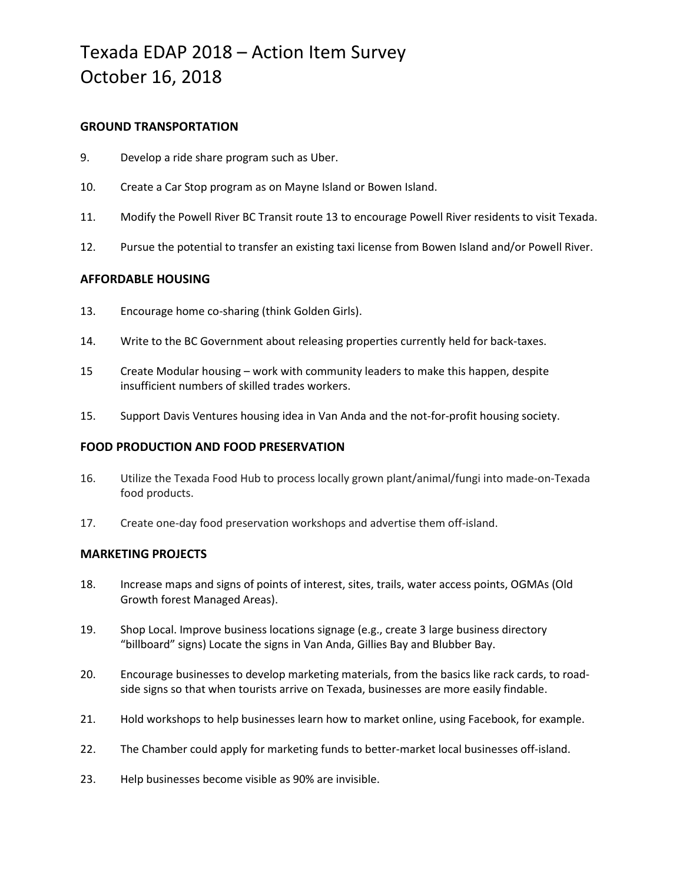# Texada EDAP 2018 – Action Item Survey
# October 16, 2018

**GROUND TRANSPORTATION**

9. Develop a ride share program such as Uber.

10. Create a Car Stop program as on Mayne Island or Bowen Island.

11. Modify the Powell River BC Transit route 13 to encourage Powell River residents to visit Texada.

12. Pursue the potential to transfer an existing taxi license from Bowen Island and/or Powell River.

**AFFORDABLE HOUSING**

13. Encourage home co-sharing (think Golden Girls).

14. Write to the BC Government about releasing properties currently held for back-taxes.

15 Create Modular housing – work with community leaders to make this happen, despite insufficient numbers of skilled trades workers.

15. Support Davis Ventures housing idea in Van Anda and the not-for-profit housing society.

**FOOD PRODUCTION AND FOOD PRESERVATION**

16. Utilize the Texada Food Hub to process locally grown plant/animal/fungi into made-on-Texada food products.

17. Create one-day food preservation workshops and advertise them off-island.

**MARKETING PROJECTS**

18. Increase maps and signs of points of interest, sites, trails, water access points, OGMAs (Old Growth forest Managed Areas).

19. Shop Local. Improve business locations signage (e.g., create 3 large business directory "billboard" signs) Locate the signs in Van Anda, Gillies Bay and Blubber Bay.

20. Encourage businesses to develop marketing materials, from the basics like rack cards, to road-side signs so that when tourists arrive on Texada, businesses are more easily findable.

21. Hold workshops to help businesses learn how to market online, using Facebook, for example.

22. The Chamber could apply for marketing funds to better-market local businesses off-island.

23. Help businesses become visible as 90% are invisible.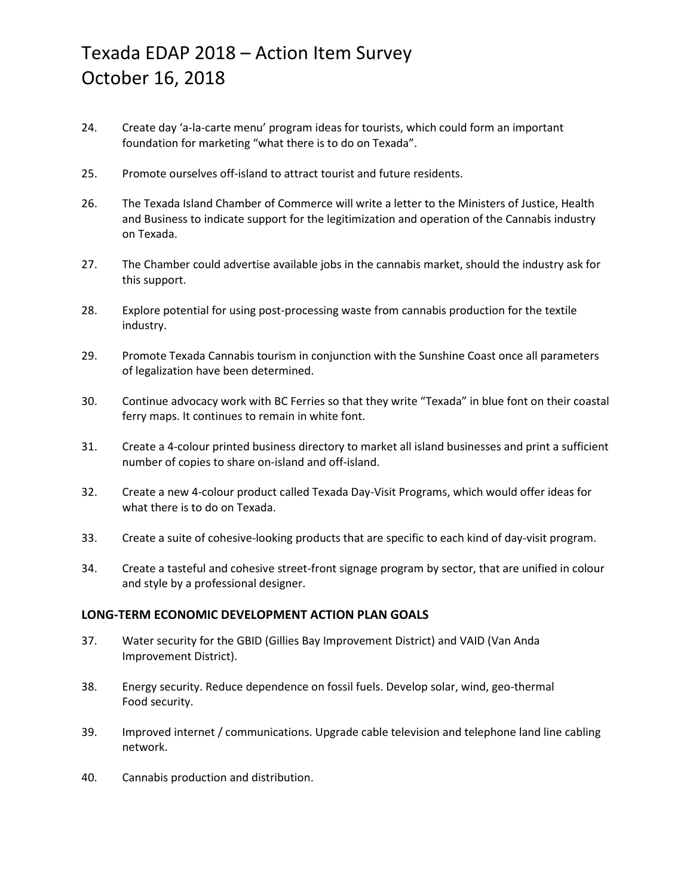# Texada EDAP 2018 – Action Item Survey
# October 16, 2018

24. Create day 'a-la-carte menu' program ideas for tourists, which could form an important foundation for marketing "what there is to do on Texada".

25. Promote ourselves off-island to attract tourist and future residents.

26. The Texada Island Chamber of Commerce will write a letter to the Ministers of Justice, Health and Business to indicate support for the legitimization and operation of the Cannabis industry on Texada.

27. The Chamber could advertise available jobs in the cannabis market, should the industry ask for this support.

28. Explore potential for using post-processing waste from cannabis production for the textile industry.

29. Promote Texada Cannabis tourism in conjunction with the Sunshine Coast once all parameters of legalization have been determined.

30. Continue advocacy work with BC Ferries so that they write "Texada" in blue font on their coastal ferry maps. It continues to remain in white font.

31. Create a 4-colour printed business directory to market all island businesses and print a sufficient number of copies to share on-island and off-island.

32. Create a new 4-colour product called Texada Day-Visit Programs, which would offer ideas for what there is to do on Texada.

33. Create a suite of cohesive-looking products that are specific to each kind of day-visit program.

34. Create a tasteful and cohesive street-front signage program by sector, that are unified in colour and style by a professional designer.

**LONG-TERM ECONOMIC DEVELOPMENT ACTION PLAN GOALS**

37. Water security for the GBID (Gillies Bay Improvement District) and VAID (Van Anda Improvement District).

38. Energy security. Reduce dependence on fossil fuels. Develop solar, wind, geo-thermal Food security.

39. Improved internet / communications. Upgrade cable television and telephone land line cabling network.

40. Cannabis production and distribution.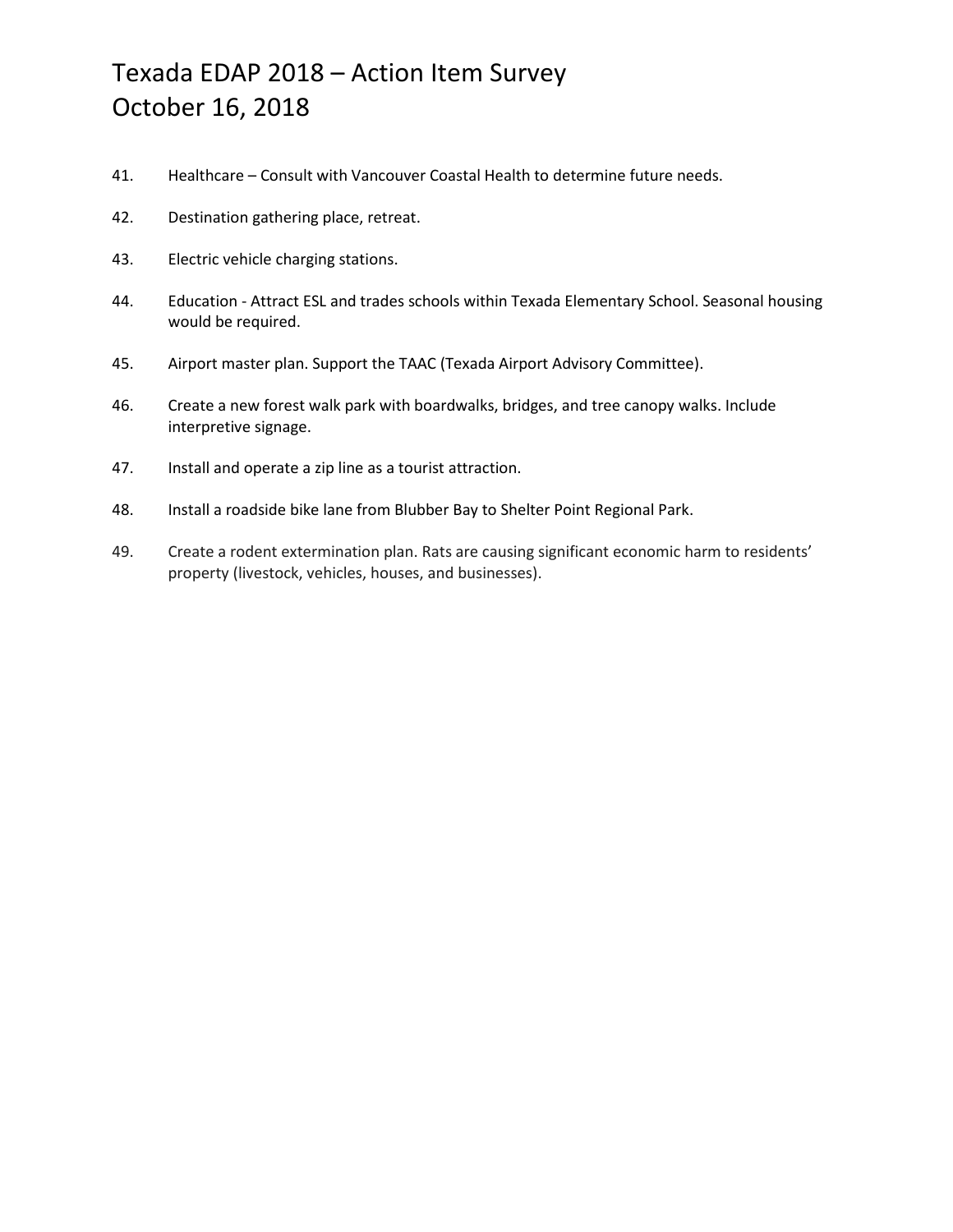# Texada EDAP 2018 – Action Item Survey
# October 16, 2018

41. Healthcare – Consult with Vancouver Coastal Health to determine future needs.

42. Destination gathering place, retreat.

43. Electric vehicle charging stations.

44. Education - Attract ESL and trades schools within Texada Elementary School. Seasonal housing would be required.

45. Airport master plan. Support the TAAC (Texada Airport Advisory Committee).

46. Create a new forest walk park with boardwalks, bridges, and tree canopy walks. Include interpretive signage.

47. Install and operate a zip line as a tourist attraction.

48. Install a roadside bike lane from Blubber Bay to Shelter Point Regional Park.

49. Create a rodent extermination plan. Rats are causing significant economic harm to residents' property (livestock, vehicles, houses, and businesses).